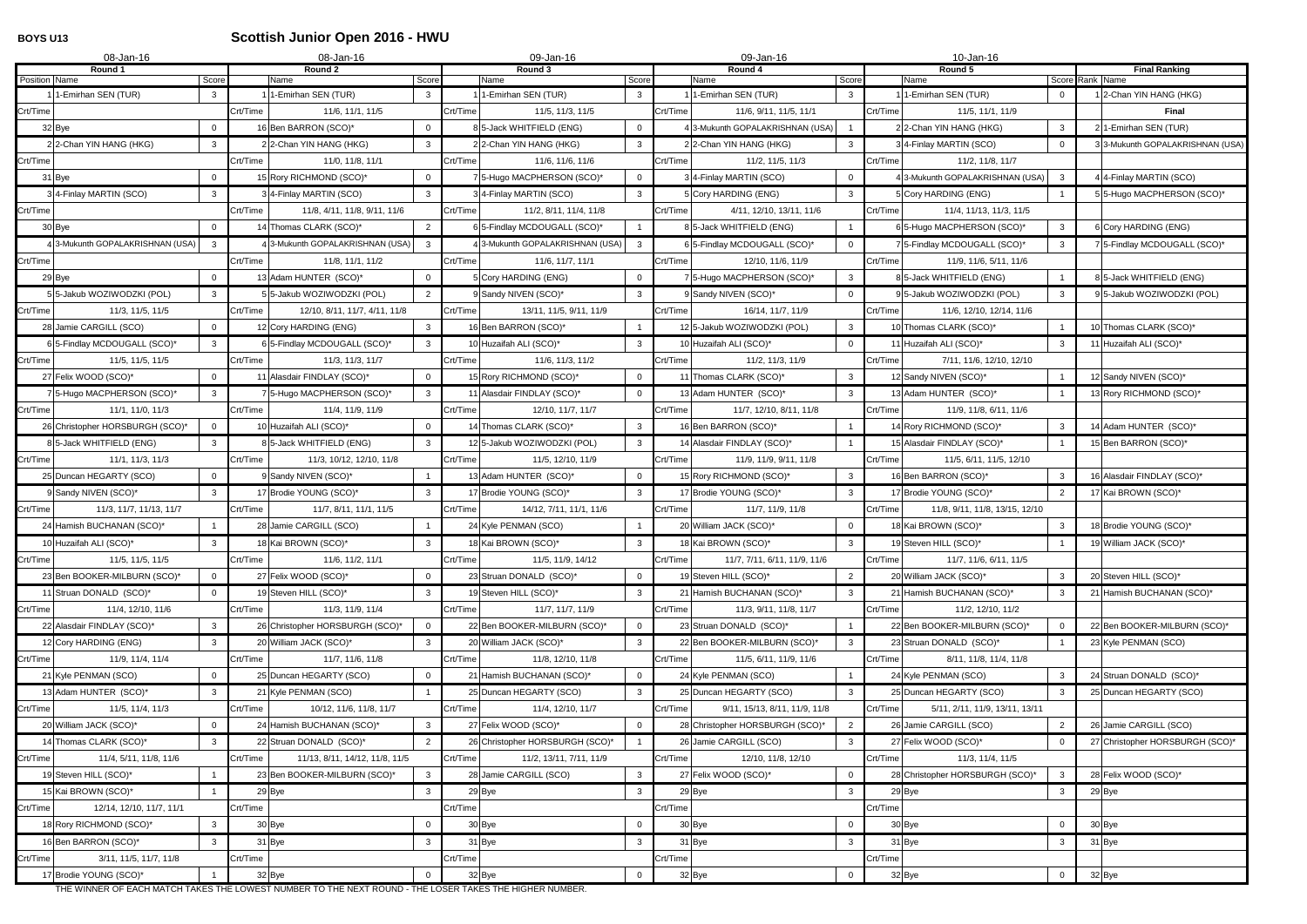**BOYS U13**

# Scottish Junior Open 2016 - HWU

| 08-Jan-16 | | | 08-Jan-16 | | | 09-Jan-16 | | | 09-Jan-16 | | | 10-Jan-16 | | | | |
|---|---|---|---|---|---|---|---|---|---|---|---|---|---|---|---|---|
| Round 1 | | | Round 2 | | | Round 3 | | | Round 4 | | | Round 5 | | | Final Ranking | |
| Position | Name | Score | | Name | Score | | Name | Score | | Name | Score | | Name | Score | Rank | Name |
| 1 | 1-Emirhan SEN (TUR) | 3 | 1 | 1-Emirhan SEN (TUR) | 3 | 1 | 1-Emirhan SEN (TUR) | 3 | 1 | 1-Emirhan SEN (TUR) | 3 | 1 | 1-Emirhan SEN (TUR) | 0 | 1 | 2-Chan YIN HANG (HKG) |
| Crt/Time | | | Crt/Time | 11/6, 11/1, 11/5 | | Crt/Time | 11/5, 11/3, 11/5 | | Crt/Time | 11/6, 9/11, 11/5, 11/1 | | Crt/Time | 11/5, 11/1, 11/9 | | | Final |
| 32 | Bye | 0 | 16 | Ben BARRON (SCO)* | 0 | 8 | 5-Jack WHITFIELD (ENG) | 0 | 4 | 3-Mukunth GOPALAKRISHNAN (USA) | 1 | 2 | 2-Chan YIN HANG (HKG) | 3 | 2 | 1-Emirhan SEN (TUR) |
| 2 | 2-Chan YIN HANG (HKG) | 3 | 2 | 2-Chan YIN HANG (HKG) | 3 | 2 | 2-Chan YIN HANG (HKG) | 3 | 2 | 2-Chan YIN HANG (HKG) | 3 | 3 | 4-Finlay MARTIN (SCO) | 0 | 3 | 3-Mukunth GOPALAKRISHNAN (USA) |
| Crt/Time | | | Crt/Time | 11/0, 11/8, 11/1 | | Crt/Time | 11/6, 11/6, 11/6 | | Crt/Time | 11/2, 11/5, 11/3 | | Crt/Time | 11/2, 11/8, 11/7 | | | |
| 31 | Bye | 0 | 15 | Rory RICHMOND (SCO)* | 0 | 7 | 5-Hugo MACPHERSON (SCO)* | 0 | 3 | 4-Finlay MARTIN (SCO) | 0 | 4 | 3-Mukunth GOPALAKRISHNAN (USA) | 3 | 4 | 4-Finlay MARTIN (SCO) |
| 3 | 4-Finlay MARTIN (SCO) | 3 | 3 | 4-Finlay MARTIN (SCO) | 3 | 3 | 4-Finlay MARTIN (SCO) | 3 | 5 | Cory HARDING (ENG) | 3 | 5 | Cory HARDING (ENG) | 1 | 5 | 5-Hugo MACPHERSON (SCO)* |
| Crt/Time | | | Crt/Time | 11/8, 4/11, 11/8, 9/11, 11/6 | | Crt/Time | 11/2, 8/11, 11/4, 11/8 | | Crt/Time | 4/11, 12/10, 13/11, 11/6 | | Crt/Time | 11/4, 11/13, 11/3, 11/5 | | | |
| 30 | Bye | 0 | 14 | Thomas CLARK (SCO)* | 2 | 6 | 5-Findlay MCDOUGALL (SCO)* | 1 | 8 | 5-Jack WHITFIELD (ENG) | 1 | 6 | 5-Hugo MACPHERSON (SCO)* | 3 | 6 | Cory HARDING (ENG) |
| 4 | 3-Mukunth GOPALAKRISHNAN (USA) | 3 | 4 | 3-Mukunth GOPALAKRISHNAN (USA) | 3 | 4 | 3-Mukunth GOPALAKRISHNAN (USA) | 3 | 6 | 5-Findlay MCDOUGALL (SCO)* | 0 | 7 | 5-Findlay MCDOUGALL (SCO)* | 3 | 7 | 5-Findlay MCDOUGALL (SCO)* |
| Crt/Time | | | Crt/Time | 11/8, 11/1, 11/2 | | Crt/Time | 11/6, 11/7, 11/1 | | Crt/Time | 12/10, 11/6, 11/9 | | Crt/Time | 11/9, 11/6, 5/11, 11/6 | | | |
| 29 | Bye | 0 | 13 | Adam HUNTER (SCO)* | 0 | 5 | Cory HARDING (ENG) | 0 | 7 | 5-Hugo MACPHERSON (SCO)* | 3 | 8 | 5-Jack WHITFIELD (ENG) | 1 | 8 | 5-Jack WHITFIELD (ENG) |
| 5 | 5-Jakub WOZIWODZKI (POL) | 3 | 5 | 5-Jakub WOZIWODZKI (POL) | 2 | 9 | Sandy NIVEN (SCO)* | 3 | 9 | Sandy NIVEN (SCO)* | 0 | 9 | 5-Jakub WOZIWODZKI (POL) | 3 | 9 | 5-Jakub WOZIWODZKI (POL) |
| Crt/Time | 11/3, 11/5, 11/5 | | Crt/Time | 12/10, 8/11, 11/7, 4/11, 11/8 | | Crt/Time | 13/11, 11/5, 9/11, 11/9 | | Crt/Time | 16/14, 11/7, 11/9 | | Crt/Time | 11/6, 12/10, 12/14, 11/6 | | | |
| 28 | Jamie CARGILL (SCO) | 0 | 12 | Cory HARDING (ENG) | 3 | 16 | Ben BARRON (SCO)* | 1 | 12 | 5-Jakub WOZIWODZKI (POL) | 3 | 10 | Thomas CLARK (SCO)* | 1 | 10 | Thomas CLARK (SCO)* |
| 6 | 5-Findlay MCDOUGALL (SCO)* | 3 | 6 | 5-Findlay MCDOUGALL (SCO)* | 3 | 10 | Huzaifah ALI (SCO)* | 3 | 10 | Huzaifah ALI (SCO)* | 0 | 11 | Huzaifah ALI (SCO)* | 3 | 11 | Huzaifah ALI (SCO)* |
| Crt/Time | 11/5, 11/5, 11/5 | | Crt/Time | 11/3, 11/3, 11/7 | | Crt/Time | 11/6, 11/3, 11/2 | | Crt/Time | 11/2, 11/3, 11/9 | | Crt/Time | 7/11, 11/6, 12/10, 12/10 | | | |
| 27 | Felix WOOD (SCO)* | 0 | 11 | Alasdair FINDLAY (SCO)* | 0 | 15 | Rory RICHMOND (SCO)* | 0 | 11 | Thomas CLARK (SCO)* | 3 | 12 | Sandy NIVEN (SCO)* | 1 | 12 | Sandy NIVEN (SCO)* |
| 7 | 5-Hugo MACPHERSON (SCO)* | 3 | 7 | 5-Hugo MACPHERSON (SCO)* | 3 | 11 | Alasdair FINDLAY (SCO)* | 0 | 13 | Adam HUNTER (SCO)* | 3 | 13 | Adam HUNTER (SCO)* | 1 | 13 | Rory RICHMOND (SCO)* |
| Crt/Time | 11/1, 11/0, 11/3 | | Crt/Time | 11/4, 11/9, 11/9 | | Crt/Time | 12/10, 11/7, 11/7 | | Crt/Time | 11/7, 12/10, 8/11, 11/8 | | Crt/Time | 11/9, 11/8, 6/11, 11/6 | | | |
| 26 | Christopher HORSBURGH (SCO)* | 0 | 10 | Huzaifah ALI (SCO)* | 0 | 14 | Thomas CLARK (SCO)* | 3 | 16 | Ben BARRON (SCO)* | 1 | 14 | Rory RICHMOND (SCO)* | 3 | 14 | Adam HUNTER (SCO)* |
| 8 | 5-Jack WHITFIELD (ENG) | 3 | 8 | 5-Jack WHITFIELD (ENG) | 3 | 12 | 5-Jakub WOZIWODZKI (POL) | 3 | 14 | Alasdair FINDLAY (SCO)* | 1 | 15 | Alasdair FINDLAY (SCO)* | 1 | 15 | Ben BARRON (SCO)* |
| Crt/Time | 11/1, 11/3, 11/3 | | Crt/Time | 11/3, 10/12, 12/10, 11/8 | | Crt/Time | 11/5, 12/10, 11/9 | | Crt/Time | 11/9, 11/9, 9/11, 11/8 | | Crt/Time | 11/5, 6/11, 11/5, 12/10 | | | |
| 25 | Duncan HEGARTY (SCO) | 0 | 9 | Sandy NIVEN (SCO)* | 1 | 13 | Adam HUNTER (SCO)* | 0 | 15 | Rory RICHMOND (SCO)* | 3 | 16 | Ben BARRON (SCO)* | 3 | 16 | Alasdair FINDLAY (SCO)* |
| 9 | Sandy NIVEN (SCO)* | 3 | 17 | Brodie YOUNG (SCO)* | 3 | 17 | Brodie YOUNG (SCO)* | 3 | 17 | Brodie YOUNG (SCO)* | 3 | 17 | Brodie YOUNG (SCO)* | 2 | 17 | Kai BROWN (SCO)* |
| Crt/Time | 11/3, 11/7, 11/13, 11/7 | | Crt/Time | 11/7, 8/11, 11/1, 11/5 | | Crt/Time | 14/12, 7/11, 11/1, 11/6 | | Crt/Time | 11/7, 11/9, 11/8 | | Crt/Time | 11/8, 9/11, 11/8, 13/15, 12/10 | | | |
| 24 | Hamish BUCHANAN (SCO)* | 1 | 28 | Jamie CARGILL (SCO) | 1 | 24 | Kyle PENMAN (SCO) | 1 | 20 | William JACK (SCO)* | 0 | 18 | Kai BROWN (SCO)* | 3 | 18 | Brodie YOUNG (SCO)* |
| 10 | Huzaifah ALI (SCO)* | 3 | 18 | Kai BROWN (SCO)* | 3 | 18 | Kai BROWN (SCO)* | 3 | 18 | Kai BROWN (SCO)* | 3 | 19 | Steven HILL (SCO)* | 1 | 19 | William JACK (SCO)* |
| Crt/Time | 11/5, 11/5, 11/5 | | Crt/Time | 11/6, 11/2, 11/1 | | Crt/Time | 11/5, 11/9, 14/12 | | Crt/Time | 11/7, 7/11, 6/11, 11/9, 11/6 | | Crt/Time | 11/7, 11/6, 6/11, 11/5 | | | |
| 23 | Ben BOOKER-MILBURN (SCO)* | 0 | 27 | Felix WOOD (SCO)* | 0 | 23 | Struan DONALD (SCO)* | 0 | 19 | Steven HILL (SCO)* | 2 | 20 | William JACK (SCO)* | 3 | 20 | Steven HILL (SCO)* |
| 11 | Struan DONALD (SCO)* | 0 | 19 | Steven HILL (SCO)* | 3 | 19 | Steven HILL (SCO)* | 3 | 21 | Hamish BUCHANAN (SCO)* | 3 | 21 | Hamish BUCHANAN (SCO)* | 3 | 21 | Hamish BUCHANAN (SCO)* |
| Crt/Time | 11/4, 12/10, 11/6 | | Crt/Time | 11/3, 11/9, 11/4 | | Crt/Time | 11/7, 11/7, 11/9 | | Crt/Time | 11/3, 9/11, 11/8, 11/7 | | Crt/Time | 11/2, 12/10, 11/2 | | | |
| 22 | Alasdair FINDLAY (SCO)* | 3 | 26 | Christopher HORSBURGH (SCO)* | 0 | 22 | Ben BOOKER-MILBURN (SCO)* | 0 | 23 | Struan DONALD (SCO)* | 1 | 22 | Ben BOOKER-MILBURN (SCO)* | 0 | 22 | Ben BOOKER-MILBURN (SCO)* |
| 12 | Cory HARDING (ENG) | 3 | 20 | William JACK (SCO)* | 3 | 20 | William JACK (SCO)* | 3 | 22 | Ben BOOKER-MILBURN (SCO)* | 3 | 23 | Struan DONALD (SCO)* | 1 | 23 | Kyle PENMAN (SCO) |
| Crt/Time | 11/9, 11/4, 11/4 | | Crt/Time | 11/7, 11/6, 11/8 | | Crt/Time | 11/8, 12/10, 11/8 | | Crt/Time | 11/5, 6/11, 11/9, 11/6 | | Crt/Time | 8/11, 11/8, 11/4, 11/8 | | | |
| 21 | Kyle PENMAN (SCO) | 0 | 25 | Duncan HEGARTY (SCO) | 0 | 21 | Hamish BUCHANAN (SCO)* | 0 | 24 | Kyle PENMAN (SCO) | 1 | 24 | Kyle PENMAN (SCO) | 3 | 24 | Struan DONALD (SCO)* |
| 13 | Adam HUNTER (SCO)* | 3 | 21 | Kyle PENMAN (SCO) | 1 | 25 | Duncan HEGARTY (SCO) | 3 | 25 | Duncan HEGARTY (SCO) | 3 | 25 | Duncan HEGARTY (SCO) | 3 | 25 | Duncan HEGARTY (SCO) |
| Crt/Time | 11/5, 11/4, 11/3 | | Crt/Time | 10/12, 11/6, 11/8, 11/7 | | Crt/Time | 11/4, 12/10, 11/7 | | Crt/Time | 9/11, 15/13, 8/11, 11/9, 11/8 | | Crt/Time | 5/11, 2/11, 11/9, 13/11, 13/11 | | | |
| 20 | William JACK (SCO)* | 0 | 24 | Hamish BUCHANAN (SCO)* | 3 | 27 | Felix WOOD (SCO)* | 0 | 28 | Christopher HORSBURGH (SCO)* | 2 | 26 | Jamie CARGILL (SCO) | 2 | 26 | Jamie CARGILL (SCO) |
| 14 | Thomas CLARK (SCO)* | 3 | 22 | Struan DONALD (SCO)* | 2 | 26 | Christopher HORSBURGH (SCO)* | 1 | 26 | Jamie CARGILL (SCO) | 3 | 27 | Felix WOOD (SCO)* | 0 | 27 | Christopher HORSBURGH (SCO)* |
| Crt/Time | 11/4, 5/11, 11/8, 11/6 | | Crt/Time | 11/13, 8/11, 14/12, 11/8, 11/5 | | Crt/Time | 11/2, 13/11, 7/11, 11/9 | | Crt/Time | 12/10, 11/8, 12/10 | | Crt/Time | 11/3, 11/4, 11/5 | | | |
| 19 | Steven HILL (SCO)* | 1 | 23 | Ben BOOKER-MILBURN (SCO)* | 3 | 28 | Jamie CARGILL (SCO) | 3 | 27 | Felix WOOD (SCO)* | 0 | 28 | Christopher HORSBURGH (SCO)* | 3 | 28 | Felix WOOD (SCO)* |
| 15 | Kai BROWN (SCO)* | 1 | 29 | Bye | 3 | 29 | Bye | 3 | 29 | Bye | 3 | 29 | Bye | 3 | 29 | Bye |
| Crt/Time | 12/14, 12/10, 11/7, 11/1 | | Crt/Time | | | Crt/Time | | | Crt/Time | | | Crt/Time | | | | |
| 18 | Rory RICHMOND (SCO)* | 3 | 30 | Bye | 0 | 30 | Bye | 0 | 30 | Bye | 0 | 30 | Bye | 0 | 30 | Bye |
| 16 | Ben BARRON (SCO)* | 3 | 31 | Bye | 3 | 31 | Bye | 3 | 31 | Bye | 3 | 31 | Bye | 3 | 31 | Bye |
| Crt/Time | 3/11, 11/5, 11/7, 11/8 | | Crt/Time | | | Crt/Time | | | Crt/Time | | | Crt/Time | | | | |
| 17 | Brodie YOUNG (SCO)* | 1 | 32 | Bye | 0 | 32 | Bye | 0 | 32 | Bye | 0 | 32 | Bye | 0 | 32 | Bye |

THE WINNER OF EACH MATCH TAKES THE LOWEST NUMBER TO THE NEXT ROUND - THE LOSER TAKES THE HIGHER NUMBER.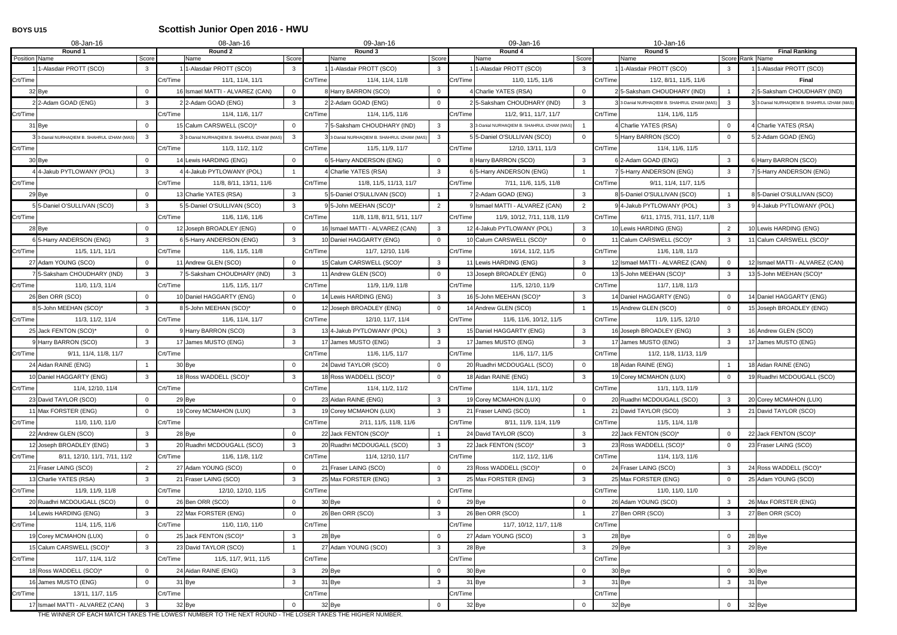**BOYS U15** **Scottish Junior Open 2016 - HWU**

| 08-Jan-16 | | | 08-Jan-16 | | | 09-Jan-16 | | | 09-Jan-16 | | | 10-Jan-16 | | | | |
|---|---|---|---|---|---|---|---|---|---|---|---|---|---|---|---|---|
| **Round 1** | | | **Round 2** | | | **Round 3** | | | **Round 4** | | | **Round 5** | | | **Final Ranking** | |
| Position | Name | Score | | Name | Score | | Name | Score | | Name | Score | | Name | Score | Rank | Name |
| 1 | 1-Alasdair PROTT (SCO) | 3 | 1 | 1-Alasdair PROTT (SCO) | 3 | 1 | 1-Alasdair PROTT (SCO) | 3 | 1 | 1-Alasdair PROTT (SCO) | 3 | 1 | 1-Alasdair PROTT (SCO) | 3 | 1 | 1-Alasdair PROTT (SCO) |
| Crt/Time | | | Crt/Time | 11/1, 11/4, 11/1 | | Crt/Time | 11/4, 11/4, 11/8 | | Crt/Time | 11/0, 11/5, 11/6 | | Crt/Time | 11/2, 8/11, 11/5, 11/6 | | | **Final** |
| 32 | Bye | 0 | 16 | Ismael MATTI - ALVAREZ (CAN) | 0 | 8 | Harry BARRON (SCO) | 0 | 4 | Charlie YATES (RSA) | 0 | 2 | 5-Saksham CHOUDHARY (IND) | 1 | 2 | 5-Saksham CHOUDHARY (IND) |
| 2 | 2-Adam GOAD (ENG) | 3 | 2 | 2-Adam GOAD (ENG) | 3 | 2 | 2-Adam GOAD (ENG) | 0 | 2 | 5-Saksham CHOUDHARY (IND) | 3 | 3 | 3-Danial NURHAQIEM B. SHAHRUL IZHAM (MAS) | 3 | 3 | 3-Danial NURHAQIEM B. SHAHRUL IZHAM (MAS) |
| Crt/Time | | | Crt/Time | 11/4, 11/6, 11/7 | | Crt/Time | 11/4, 11/5, 11/6 | | Crt/Time | 11/2, 9/11, 11/7, 11/7 | | Crt/Time | 11/4, 11/6, 11/5 | | | |
| 31 | Bye | 0 | 15 | Calum CARSWELL (SCO)* | 0 | 7 | 5-Saksham CHOUDHARY (IND) | 3 | 3 | 3-Danial NURHAQIEM B. SHAHRUL IZHAM (MAS) | 1 | 4 | Charlie YATES (RSA) | 0 | 4 | Charlie YATES (RSA) |
| 3 | 3-Danial NURHAQIEM B. SHAHRUL IZHAM (MAS) | 3 | 3 | 3-Danial NURHAQIEM B. SHAHRUL IZHAM (MAS) | 3 | 3 | 3-Danial NURHAQIEM B. SHAHRUL IZHAM (MAS) | 3 | 5 | 5-Daniel O'SULLIVAN (SCO) | 0 | 5 | Harry BARRON (SCO) | 0 | 5 | 2-Adam GOAD (ENG) |
| Crt/Time | | | Crt/Time | 11/3, 11/2, 11/2 | | Crt/Time | 11/5, 11/9, 11/7 | | Crt/Time | 12/10, 13/11, 11/3 | | Crt/Time | 11/4, 11/6, 11/5 | | | |
| 30 | Bye | 0 | 14 | Lewis HARDING (ENG) | 0 | 6 | 5-Harry ANDERSON (ENG) | 0 | 8 | Harry BARRON (SCO) | 3 | 6 | 2-Adam GOAD (ENG) | 3 | 6 | Harry BARRON (SCO) |
| 4 | 4-Jakub PYTLOWANY (POL) | 3 | 4 | 4-Jakub PYTLOWANY (POL) | 1 | 4 | Charlie YATES (RSA) | 3 | 6 | 5-Harry ANDERSON (ENG) | 1 | 7 | 5-Harry ANDERSON (ENG) | 3 | 7 | 5-Harry ANDERSON (ENG) |
| Crt/Time | | | Crt/Time | 11/8, 8/11, 13/11, 11/6 | | Crt/Time | 11/8, 11/5, 11/13, 11/7 | | Crt/Time | 7/11, 11/6, 11/5, 11/8 | | Crt/Time | 9/11, 11/4, 11/7, 11/5 | | | |
| 29 | Bye | 0 | 13 | Charlie YATES (RSA) | 3 | 5 | 5-Daniel O'SULLIVAN (SCO) | 1 | 7 | 2-Adam GOAD (ENG) | 3 | 8 | 5-Daniel O'SULLIVAN (SCO) | 1 | 8 | 5-Daniel O'SULLIVAN (SCO) |
| 5 | 5-Daniel O'SULLIVAN (SCO) | 3 | 5 | 5-Daniel O'SULLIVAN (SCO) | 3 | 9 | 5-John MEEHAN (SCO)* | 2 | 9 | Ismael MATTI - ALVAREZ (CAN) | 2 | 9 | 4-Jakub PYTLOWANY (POL) | 3 | 9 | 4-Jakub PYTLOWANY (POL) |
| Crt/Time | | | Crt/Time | 11/6, 11/6, 11/6 | | Crt/Time | 11/8, 11/8, 8/11, 5/11, 11/7 | | Crt/Time | 11/9, 10/12, 7/11, 11/8, 11/9 | | Crt/Time | 6/11, 17/15, 7/11, 11/7, 11/8 | | | |
| 28 | Bye | 0 | 12 | Joseph BROADLEY (ENG) | 0 | 16 | Ismael MATTI - ALVAREZ (CAN) | 3 | 12 | 4-Jakub PYTLOWANY (POL) | 3 | 10 | Lewis HARDING (ENG) | 2 | 10 | Lewis HARDING (ENG) |
| 6 | 5-Harry ANDERSON (ENG) | 3 | 6 | 5-Harry ANDERSON (ENG) | 3 | 10 | Daniel HAGGARTY (ENG) | 0 | 10 | Calum CARSWELL (SCO)* | 0 | 11 | Calum CARSWELL (SCO)* | 3 | 11 | Calum CARSWELL (SCO)* |
| Crt/Time | 11/5, 11/1, 11/1 | | Crt/Time | 11/6, 11/5, 11/8 | | Crt/Time | 11/7, 12/10, 11/6 | | Crt/Time | 16/14, 11/2, 11/5 | | Crt/Time | 11/6, 11/8, 11/3 | | | |
| 27 | Adam YOUNG (SCO) | 0 | 11 | Andrew GLEN (SCO) | 0 | 15 | Calum CARSWELL (SCO)* | 3 | 11 | Lewis HARDING (ENG) | 3 | 12 | Ismael MATTI - ALVAREZ (CAN) | 0 | 12 | Ismael MATTI - ALVAREZ (CAN) |
| 7 | 5-Saksham CHOUDHARY (IND) | 3 | 7 | 5-Saksham CHOUDHARY (IND) | 3 | 11 | Andrew GLEN (SCO) | 0 | 13 | Joseph BROADLEY (ENG) | 0 | 13 | 5-John MEEHAN (SCO)* | 3 | 13 | 5-John MEEHAN (SCO)* |
| Crt/Time | 11/0, 11/3, 11/4 | | Crt/Time | 11/5, 11/5, 11/7 | | Crt/Time | 11/9, 11/9, 11/8 | | Crt/Time | 11/5, 12/10, 11/9 | | Crt/Time | 11/7, 11/8, 11/3 | | | |
| 26 | Ben ORR (SCO) | 0 | 10 | Daniel HAGGARTY (ENG) | 0 | 14 | Lewis HARDING (ENG) | 3 | 16 | 5-John MEEHAN (SCO)* | 3 | 14 | Daniel HAGGARTY (ENG) | 0 | 14 | Daniel HAGGARTY (ENG) |
| 8 | 5-John MEEHAN (SCO)* | 3 | 8 | 5-John MEEHAN (SCO)* | 0 | 12 | Joseph BROADLEY (ENG) | 0 | 14 | Andrew GLEN (SCO) | 1 | 15 | Andrew GLEN (SCO) | 0 | 15 | Joseph BROADLEY (ENG) |
| Crt/Time | 11/3, 11/2, 11/4 | | Crt/Time | 11/6, 11/4, 11/7 | | Crt/Time | 12/10, 11/7, 11/4 | | Crt/Time | 11/6, 11/6, 10/12, 11/5 | | Crt/Time | 11/9, 11/5, 12/10 | | | |
| 25 | Jack FENTON (SCO)* | 0 | 9 | Harry BARRON (SCO) | 3 | 13 | 4-Jakub PYTLOWANY (POL) | 3 | 15 | Daniel HAGGARTY (ENG) | 3 | 16 | Joseph BROADLEY (ENG) | 3 | 16 | Andrew GLEN (SCO) |
| 9 | Harry BARRON (SCO) | 3 | 17 | James MUSTO (ENG) | 3 | 17 | James MUSTO (ENG) | 3 | 17 | James MUSTO (ENG) | 3 | 17 | James MUSTO (ENG) | 3 | 17 | James MUSTO (ENG) |
| Crt/Time | 9/11, 11/4, 11/8, 11/7 | | Crt/Time | | | Crt/Time | 11/6, 11/5, 11/7 | | Crt/Time | 11/6, 11/7, 11/5 | | Crt/Time | 11/2, 11/8, 11/13, 11/9 | | | |
| 24 | Aidan RAINE (ENG) | 1 | 30 | Bye | 0 | 24 | David TAYLOR (SCO) | 0 | 20 | Ruadhri MCDOUGALL (SCO) | 0 | 18 | Aidan RAINE (ENG) | 1 | 18 | Aidan RAINE (ENG) |
| 10 | Daniel HAGGARTY (ENG) | 3 | 18 | Ross WADDELL (SCO)* | 3 | 18 | Ross WADDELL (SCO)* | 0 | 18 | Aidan RAINE (ENG) | 3 | 19 | Corey MCMAHON (LUX) | 0 | 19 | Ruadhri MCDOUGALL (SCO) |
| Crt/Time | 11/4, 12/10, 11/4 | | Crt/Time | | | Crt/Time | 11/4, 11/2, 11/2 | | Crt/Time | 11/4, 11/1, 11/2 | | Crt/Time | 11/1, 11/3, 11/9 | | | |
| 23 | David TAYLOR (SCO) | 0 | 29 | Bye | 0 | 23 | Aidan RAINE (ENG) | 3 | 19 | Corey MCMAHON (LUX) | 0 | 20 | Ruadhri MCDOUGALL (SCO) | 3 | 20 | Corey MCMAHON (LUX) |
| 11 | Max FORSTER (ENG) | 0 | 19 | Corey MCMAHON (LUX) | 3 | 19 | Corey MCMAHON (LUX) | 3 | 21 | Fraser LAING (SCO) | 1 | 21 | David TAYLOR (SCO) | 3 | 21 | David TAYLOR (SCO) |
| Crt/Time | 11/0, 11/0, 11/0 | | Crt/Time | | | Crt/Time | 2/11, 11/5, 11/8, 11/6 | | Crt/Time | 8/11, 11/9, 11/4, 11/9 | | Crt/Time | 11/5, 11/4, 11/8 | | | |
| 22 | Andrew GLEN (SCO) | 3 | 28 | Bye | 0 | 22 | Jack FENTON (SCO)* | 1 | 24 | David TAYLOR (SCO) | 3 | 22 | Jack FENTON (SCO)* | 0 | 22 | Jack FENTON (SCO)* |
| 12 | Joseph BROADLEY (ENG) | 3 | 20 | Ruadhri MCDOUGALL (SCO) | 3 | 20 | Ruadhri MCDOUGALL (SCO) | 3 | 22 | Jack FENTON (SCO)* | 3 | 23 | Ross WADDELL (SCO)* | 0 | 23 | Fraser LAING (SCO) |
| Crt/Time | 8/11, 12/10, 11/1, 7/11, 11/2 | | Crt/Time | 11/6, 11/8, 11/2 | | Crt/Time | 11/4, 12/10, 11/7 | | Crt/Time | 11/2, 11/2, 11/6 | | Crt/Time | 11/4, 11/3, 11/6 | | | |
| 21 | Fraser LAING (SCO) | 2 | 27 | Adam YOUNG (SCO) | 0 | 21 | Fraser LAING (SCO) | 0 | 23 | Ross WADDELL (SCO)* | 0 | 24 | Fraser LAING (SCO) | 3 | 24 | Ross WADDELL (SCO)* |
| 13 | Charlie YATES (RSA) | 3 | 21 | Fraser LAING (SCO) | 3 | 25 | Max FORSTER (ENG) | 3 | 25 | Max FORSTER (ENG) | 3 | 25 | Max FORSTER (ENG) | 0 | 25 | Adam YOUNG (SCO) |
| Crt/Time | 11/9, 11/9, 11/8 | | Crt/Time | 12/10, 12/10, 11/5 | | Crt/Time | | | Crt/Time | | | Crt/Time | 11/0, 11/0, 11/0 | | | |
| 20 | Ruadhri MCDOUGALL (SCO) | 0 | 26 | Ben ORR (SCO) | 0 | 30 | Bye | 0 | 29 | Bye | 0 | 26 | Adam YOUNG (SCO) | 3 | 26 | Max FORSTER (ENG) |
| 14 | Lewis HARDING (ENG) | 3 | 22 | Max FORSTER (ENG) | 0 | 26 | Ben ORR (SCO) | 3 | 26 | Ben ORR (SCO) | 1 | 27 | Ben ORR (SCO) | 3 | 27 | Ben ORR (SCO) |
| Crt/Time | 11/4, 11/5, 11/6 | | Crt/Time | 11/0, 11/0, 11/0 | | Crt/Time | | | Crt/Time | 11/7, 10/12, 11/7, 11/8 | | Crt/Time | | | | |
| 19 | Corey MCMAHON (LUX) | 0 | 25 | Jack FENTON (SCO)* | 3 | 28 | Bye | 0 | 27 | Adam YOUNG (SCO) | 3 | 28 | Bye | 0 | 28 | Bye |
| 15 | Calum CARSWELL (SCO)* | 3 | 23 | David TAYLOR (SCO) | 1 | 27 | Adam YOUNG (SCO) | 3 | 28 | Bye | 3 | 29 | Bye | 3 | 29 | Bye |
| Crt/Time | 11/7, 11/4, 11/2 | | Crt/Time | 11/5, 11/7, 9/11, 11/5 | | Crt/Time | | | Crt/Time | | | Crt/Time | | | | |
| 18 | Ross WADDELL (SCO)* | 0 | 24 | Aidan RAINE (ENG) | 3 | 29 | Bye | 0 | 30 | Bye | 0 | 30 | Bye | 0 | 30 | Bye |
| 16 | James MUSTO (ENG) | 0 | 31 | Bye | 3 | 31 | Bye | 3 | 31 | Bye | 3 | 31 | Bye | 3 | 31 | Bye |
| Crt/Time | 13/11, 11/7, 11/5 | | Crt/Time | | | Crt/Time | | | Crt/Time | | | Crt/Time | | | | |
| 17 | Ismael MATTI - ALVAREZ (CAN) | 3 | 32 | Bye | 0 | 32 | Bye | 0 | 32 | Bye | 0 | 32 | Bye | 0 | 32 | Bye |

THE WINNER OF EACH MATCH TAKES THE LOWEST NUMBER TO THE NEXT ROUND - THE LOSER TAKES THE HIGHER NUMBER.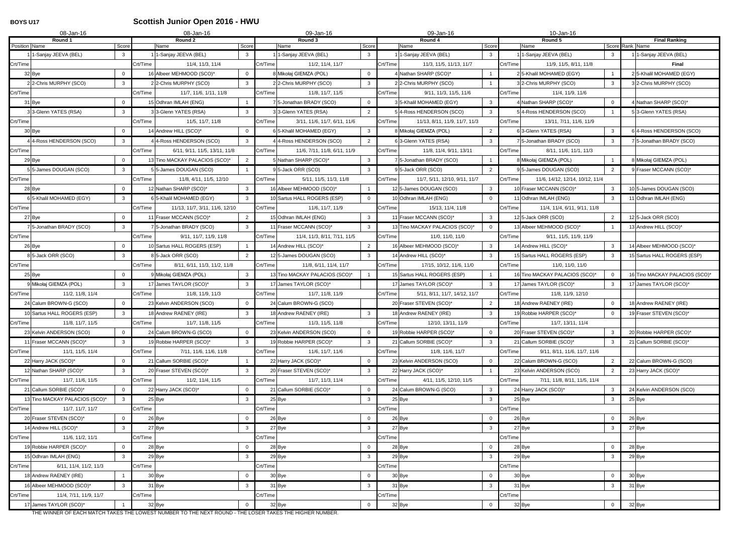**BOYS U17**

# Scottish Junior Open 2016 - HWU

| 08-Jan-16 | | | 08-Jan-16 | | | 09-Jan-16 | | | 09-Jan-16 | | | 10-Jan-16 | | | | |
|---|---|---|---|---|---|---|---|---|---|---|---|---|---|---|---|---|
| Round 1 | | | Round 2 | | | Round 3 | | | Round 4 | | | Round 5 | | | Final Ranking | |
| Position | Name | Score | | Name | Score | | Name | Score | | Name | Score | | Name | Score | Rank | Name |
| 1 | 1-Sanjay JEEVA (BEL) | 3 | 1 | 1-Sanjay JEEVA (BEL) | 3 | 1 | 1-Sanjay JEEVA (BEL) | 3 | 1 | 1-Sanjay JEEVA (BEL) | 3 | 1 | 1-Sanjay JEEVA (BEL) | 3 | 1 | 1-Sanjay JEEVA (BEL) |
| Crt/Time | | | Crt/Time | 11/4, 11/3, 11/4 | | Crt/Time | 11/2, 11/4, 11/7 | | Crt/Time | 11/3, 11/5, 11/13, 11/7 | | Crt/Time | 11/9, 11/5, 8/11, 11/8 | | | Final |
| 32 | Bye | 0 | 16 | Albeer MEHMOOD (SCO)* | 0 | 8 | Mikołaj GIEMZA (POL) | 0 | 4 | Nathan SHARP (SCO)* | 1 | 2 | 5-Khalil MOHAMED (EGY) | 1 | 2 | 5-Khalil MOHAMED (EGY) |
| 2 | 2-Chris MURPHY (SCO) | 3 | 2 | 2-Chris MURPHY (SCO) | 3 | 2 | 2-Chris MURPHY (SCO) | 3 | 2 | 2-Chris MURPHY (SCO) | 1 | 3 | 2-Chris MURPHY (SCO) | 3 | 3 | 2-Chris MURPHY (SCO) |
| Crt/Time | | | Crt/Time | 11/7, 11/6, 1/11, 11/8 | | Crt/Time | 11/8, 11/7, 11/5 | | Crt/Time | 9/11, 11/3, 11/5, 11/6 | | Crt/Time | 11/4, 11/9, 11/6 | | | |
| 31 | Bye | 0 | 15 | Odhran IMLAH (ENG) | 1 | 7 | 5-Jonathan BRADY (SCO) | 0 | 3 | 5-Khalil MOHAMED (EGY) | 3 | 4 | Nathan SHARP (SCO)* | 0 | 4 | Nathan SHARP (SCO)* |
| 3 | 3-Glenn YATES (RSA) | 3 | 3 | 3-Glenn YATES (RSA) | 3 | 3 | 3-Glenn YATES (RSA) | 2 | 5 | 4-Ross HENDERSON (SCO) | 3 | 5 | 4-Ross HENDERSON (SCO) | 1 | 5 | 3-Glenn YATES (RSA) |
| Crt/Time | | | Crt/Time | 11/5, 11/7, 11/8 | | Crt/Time | 3/11, 11/6, 11/7, 6/11, 11/6 | | Crt/Time | 11/13, 8/11, 11/9, 11/7, 11/3 | | Crt/Time | 13/11, 7/11, 11/6, 11/9 | | | |
| 30 | Bye | 0 | 14 | Andrew HILL (SCO)* | 0 | 6 | 5-Khalil MOHAMED (EGY) | 3 | 8 | Mikołaj GIEMZA (POL) | 2 | 6 | 3-Glenn YATES (RSA) | 3 | 6 | 4-Ross HENDERSON (SCO) |
| 4 | 4-Ross HENDERSON (SCO) | 3 | 4 | 4-Ross HENDERSON (SCO) | 3 | 4 | 4-Ross HENDERSON (SCO) | 2 | 6 | 3-Glenn YATES (RSA) | 3 | 7 | 5-Jonathan BRADY (SCO) | 3 | 7 | 5-Jonathan BRADY (SCO) |
| Crt/Time | | | Crt/Time | 6/11, 9/11, 11/5, 13/11, 11/8 | | Crt/Time | 11/6, 7/11, 11/8, 6/11, 11/9 | | Crt/Time | 11/8, 11/4, 9/11, 13/11 | | Crt/Time | 8/11, 11/6, 11/1, 11/3 | | | |
| 29 | Bye | 0 | 13 | Tino MACKAY PALACIOS (SCO)* | 2 | 5 | Nathan SHARP (SCO)* | 3 | 7 | 5-Jonathan BRADY (SCO) | 1 | 8 | Mikołaj GIEMZA (POL) | 1 | 8 | Mikołaj GIEMZA (POL) |
| 5 | 5-James DOUGAN (SCO) | 3 | 5 | 5-James DOUGAN (SCO) | 1 | 9 | 5-Jack ORR (SCO) | 3 | 9 | 5-Jack ORR (SCO) | 2 | 9 | 5-James DOUGAN (SCO) | 2 | 9 | Fraser MCCANN (SCO)* |
| Crt/Time | | | Crt/Time | 11/8, 4/11, 11/5, 12/10 | | Crt/Time | 5/11, 11/5, 11/3, 11/8 | | Crt/Time | 11/7, 5/11, 12/10, 9/11, 11/7 | | Crt/Time | 11/6, 14/12, 12/14, 10/12, 11/4 | | | |
| 28 | Bye | 0 | 12 | Nathan SHARP (SCO)* | 3 | 16 | Albeer MEHMOOD (SCO)* | 1 | 12 | 5-James DOUGAN (SCO) | 3 | 10 | Fraser MCCANN (SCO)* | 3 | 10 | 5-James DOUGAN (SCO) |
| 6 | 5-Khalil MOHAMED (EGY) | 3 | 6 | 5-Khalil MOHAMED (EGY) | 3 | 10 | Sartus HALL ROGERS (ESP) | 0 | 10 | Odhran IMLAH (ENG) | 0 | 11 | Odhran IMLAH (ENG) | 3 | 11 | Odhran IMLAH (ENG) |
| Crt/Time | | | Crt/Time | 11/13, 11/7, 3/11, 11/6, 12/10 | | Crt/Time | 11/6, 11/7, 11/9 | | Crt/Time | 15/13, 11/4, 11/8 | | Crt/Time | 11/4, 11/4, 6/11, 9/11, 11/8 | | | |
| 27 | Bye | 0 | 11 | Fraser MCCANN (SCO)* | 2 | 15 | Odhran IMLAH (ENG) | 3 | 11 | Fraser MCCANN (SCO)* | 3 | 12 | 5-Jack ORR (SCO) | 2 | 12 | 5-Jack ORR (SCO) |
| 7 | 5-Jonathan BRADY (SCO) | 3 | 7 | 5-Jonathan BRADY (SCO) | 3 | 11 | Fraser MCCANN (SCO)* | 3 | 13 | Tino MACKAY PALACIOS (SCO)* | 0 | 13 | Albeer MEHMOOD (SCO)* | 1 | 13 | Andrew HILL (SCO)* |
| Crt/Time | | | Crt/Time | 9/11, 11/7, 11/9, 11/8 | | Crt/Time | 11/4, 11/3, 8/11, 7/11, 11/5 | | Crt/Time | 11/0, 11/0, 11/0 | | Crt/Time | 9/11, 11/5, 11/9, 11/9 | | | |
| 26 | Bye | 0 | 10 | Sartus HALL ROGERS (ESP) | 1 | 14 | Andrew HILL (SCO)* | 2 | 16 | Albeer MEHMOOD (SCO)* | 3 | 14 | Andrew HILL (SCO)* | 3 | 14 | Albeer MEHMOOD (SCO)* |
| 8 | 5-Jack ORR (SCO) | 3 | 8 | 5-Jack ORR (SCO) | 2 | 12 | 5-James DOUGAN (SCO) | 3 | 14 | Andrew HILL (SCO)* | 3 | 15 | Sartus HALL ROGERS (ESP) | 3 | 15 | Sartus HALL ROGERS (ESP) |
| Crt/Time | | | Crt/Time | 8/11, 6/11, 11/3, 11/2, 11/8 | | Crt/Time | 11/8, 6/11, 11/4, 11/7 | | Crt/Time | 17/15, 10/12, 11/6, 11/0 | | Crt/Time | 11/0, 11/0, 11/0 | | | |
| 25 | Bye | 0 | 9 | Mikołaj GIEMZA (POL) | 3 | 13 | Tino MACKAY PALACIOS (SCO)* | 1 | 15 | Sartus HALL ROGERS (ESP) | 1 | 16 | Tino MACKAY PALACIOS (SCO)* | 0 | 16 | Tino MACKAY PALACIOS (SCO)* |
| 9 | Mikołaj GIEMZA (POL) | 3 | 17 | James TAYLOR (SCO)* | 3 | 17 | James TAYLOR (SCO)* | | 17 | James TAYLOR (SCO)* | 3 | 17 | James TAYLOR (SCO)* | 3 | 17 | James TAYLOR (SCO)* |
| Crt/Time | 11/2, 11/8, 11/4 | | Crt/Time | 11/8, 11/9, 11/3 | | Crt/Time | 11/7, 11/8, 11/9 | | Crt/Time | 5/11, 8/11, 11/7, 14/12, 11/7 | | Crt/Time | 11/8, 11/9, 12/10 | | | |
| 24 | Calum BROWN-G (SCO) | 0 | 23 | Kelvin ANDERSON (SCO) | 0 | 24 | Calum BROWN-G (SCO) | | 20 | Fraser STEVEN (SCO)* | 2 | 18 | Andrew RAENEY (IRE) | 0 | 18 | Andrew RAENEY (IRE) |
| 10 | Sartus HALL ROGERS (ESP) | 3 | 18 | Andrew RAENEY (IRE) | 3 | 18 | Andrew RAENEY (IRE) | 3 | 18 | Andrew RAENEY (IRE) | 3 | 19 | Robbie HARPER (SCO)* | 0 | 19 | Fraser STEVEN (SCO)* |
| Crt/Time | 11/8, 11/7, 11/5 | | Crt/Time | 11/7, 11/8, 11/5 | | Crt/Time | 11/3, 11/5, 11/8 | | Crt/Time | 12/10, 13/11, 11/9 | | Crt/Time | 11/7, 13/11, 11/4 | | | |
| 23 | Kelvin ANDERSON (SCO) | 0 | 24 | Calum BROWN-G (SCO) | 0 | 23 | Kelvin ANDERSON (SCO) | 0 | 19 | Robbie HARPER (SCO)* | 0 | 20 | Fraser STEVEN (SCO)* | 3 | 20 | Robbie HARPER (SCO)* |
| 11 | Fraser MCCANN (SCO)* | 3 | 19 | Robbie HARPER (SCO)* | 3 | 19 | Robbie HARPER (SCO)* | 3 | 21 | Callum SORBIE (SCO)* | 3 | 21 | Callum SORBIE (SCO)* | 3 | 21 | Callum SORBIE (SCO)* |
| Crt/Time | 11/1, 11/5, 11/4 | | Crt/Time | 7/11, 11/6, 11/6, 11/8 | | Crt/Time | 11/6, 11/7, 11/6 | | Crt/Time | 11/8, 11/6, 11/7 | | Crt/Time | 9/11, 8/11, 11/6, 11/7, 11/6 | | | |
| 22 | Harry JACK (SCO)* | 0 | 21 | Callum SORBIE (SCO)* | 1 | 22 | Harry JACK (SCO)* | 0 | 23 | Kelvin ANDERSON (SCO) | 0 | 22 | Calum BROWN-G (SCO) | 2 | 22 | Calum BROWN-G (SCO) |
| 12 | Nathan SHARP (SCO)* | 3 | 20 | Fraser STEVEN (SCO)* | 3 | 20 | Fraser STEVEN (SCO)* | 3 | 22 | Harry JACK (SCO)* | 1 | 23 | Kelvin ANDERSON (SCO) | 2 | 23 | Harry JACK (SCO)* |
| Crt/Time | 11/7, 11/6, 11/5 | | Crt/Time | 11/2, 11/4, 11/5 | | Crt/Time | 11/7, 11/3, 11/4 | | Crt/Time | 4/11, 11/5, 12/10, 11/5 | | Crt/Time | 7/11, 11/8, 8/11, 11/5, 11/4 | | | |
| 21 | Callum SORBIE (SCO)* | 0 | 22 | Harry JACK (SCO)* | 0 | 21 | Callum SORBIE (SCO)* | 0 | 24 | Calum BROWN-G (SCO) | 3 | 24 | Harry JACK (SCO)* | 3 | 24 | Kelvin ANDERSON (SCO) |
| 13 | Tino MACKAY PALACIOS (SCO)* | 3 | 25 | Bye | 3 | 25 | Bye | 3 | 25 | Bye | 3 | 25 | Bye | 3 | 25 | Bye |
| Crt/Time | 11/7, 11/7, 11/7 | | Crt/Time | | | Crt/Time | | | Crt/Time | | | Crt/Time | | | | |
| 20 | Fraser STEVEN (SCO)* | 0 | 26 | Bye | 0 | 26 | Bye | 0 | 26 | Bye | 0 | 26 | Bye | 0 | 26 | Bye |
| 14 | Andrew HILL (SCO)* | 3 | 27 | Bye | 3 | 27 | Bye | 3 | 27 | Bye | 3 | 27 | Bye | 3 | 27 | Bye |
| Crt/Time | 11/6, 11/2, 11/1 | | Crt/Time | | | Crt/Time | | | Crt/Time | | | Crt/Time | | | | |
| 19 | Robbie HARPER (SCO)* | 0 | 28 | Bye | 0 | 28 | Bye | 0 | 28 | Bye | 0 | 28 | Bye | 0 | 28 | Bye |
| 15 | Odhran IMLAH (ENG) | 3 | 29 | Bye | 3 | 29 | Bye | 3 | 29 | Bye | 3 | 29 | Bye | 3 | 29 | Bye |
| Crt/Time | 6/11, 11/4, 11/2, 11/3 | | Crt/Time | | | Crt/Time | | | Crt/Time | | | Crt/Time | | | | |
| 18 | Andrew RAENEY (IRE) | 1 | 30 | Bye | 0 | 30 | Bye | 0 | 30 | Bye | 0 | 30 | Bye | 0 | 30 | Bye |
| 16 | Albeer MEHMOOD (SCO)* | 3 | 31 | Bye | 3 | 31 | Bye | 3 | 31 | Bye | 3 | 31 | Bye | 3 | 31 | Bye |
| Crt/Time | 11/4, 7/11, 11/9, 11/7 | | Crt/Time | | | Crt/Time | | | Crt/Time | | | Crt/Time | | | | |
| 17 | James TAYLOR (SCO)* | 1 | 32 | Bye | 0 | 32 | Bye | 0 | 32 | Bye | 0 | 32 | Bye | 0 | 32 | Bye |

THE WINNER OF EACH MATCH TAKES THE LOWEST NUMBER TO THE NEXT ROUND - THE LOSER TAKES THE HIGHER NUMBER.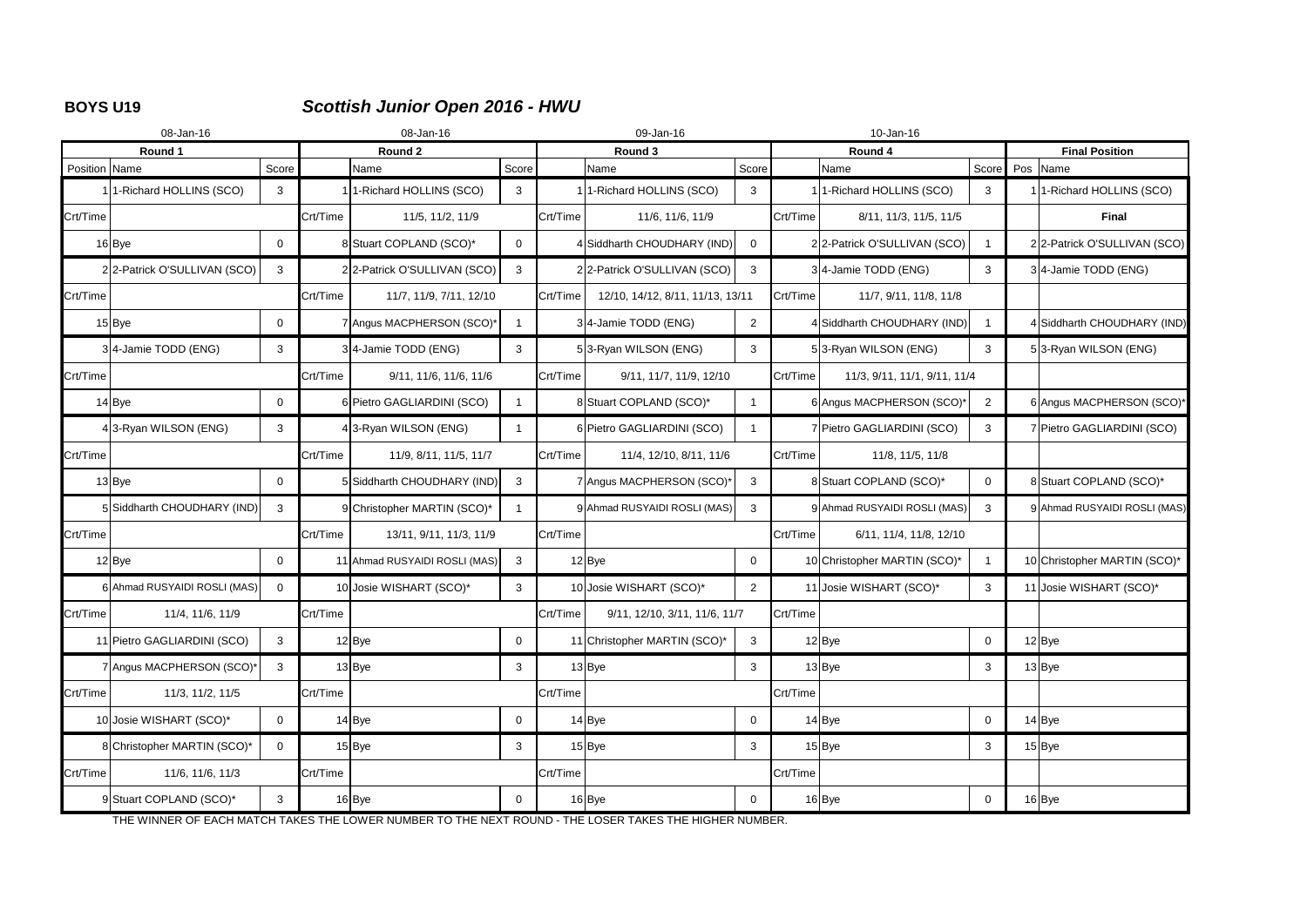**BOYS U19** ***Scottish Junior Open 2016 - HWU***

| 08-Jan-16 | | | 08-Jan-16 | | | 09-Jan-16 | | | 10-Jan-16 | | | | |
|---|---|---|---|---|---|---|---|---|---|---|---|---|---|
| **Round 1** | | | **Round 2** | | | **Round 3** | | | **Round 4** | | | **Final Position** | |
| Position | Name | Score | | Name | Score | | Name | Score | | Name | Score | Pos | Name |
| 1 | 1-Richard HOLLINS (SCO) | 3 | 1 | 1-Richard HOLLINS (SCO) | 3 | 1 | 1-Richard HOLLINS (SCO) | 3 | 1 | 1-Richard HOLLINS (SCO) | 3 | 1 | 1-Richard HOLLINS (SCO) |
| Crt/Time | | | Crt/Time | 11/5, 11/2, 11/9 | | Crt/Time | 11/6, 11/6, 11/9 | | Crt/Time | 8/11, 11/3, 11/5, 11/5 | | | **Final** |
| 16 | Bye | 0 | 8 | Stuart COPLAND (SCO)* | 0 | 4 | Siddharth CHOUDHARY (IND) | 0 | 2 | 2-Patrick O'SULLIVAN (SCO) | 1 | 2 | 2-Patrick O'SULLIVAN (SCO) |
| 2 | 2-Patrick O'SULLIVAN (SCO) | 3 | 2 | 2-Patrick O'SULLIVAN (SCO) | 3 | 2 | 2-Patrick O'SULLIVAN (SCO) | 3 | 3 | 4-Jamie TODD (ENG) | 3 | 3 | 4-Jamie TODD (ENG) |
| Crt/Time | | | Crt/Time | 11/7, 11/9, 7/11, 12/10 | | Crt/Time | 12/10, 14/12, 8/11, 11/13, 13/11 | | Crt/Time | 11/7, 9/11, 11/8, 11/8 | | | |
| 15 | Bye | 0 | 7 | Angus MACPHERSON (SCO)* | 1 | 3 | 4-Jamie TODD (ENG) | 2 | 4 | Siddharth CHOUDHARY (IND) | 1 | 4 | Siddharth CHOUDHARY (IND) |
| 3 | 4-Jamie TODD (ENG) | 3 | 3 | 4-Jamie TODD (ENG) | 3 | 5 | 3-Ryan WILSON (ENG) | 3 | 5 | 3-Ryan WILSON (ENG) | 3 | 5 | 3-Ryan WILSON (ENG) |
| Crt/Time | | | Crt/Time | 9/11, 11/6, 11/6, 11/6 | | Crt/Time | 9/11, 11/7, 11/9, 12/10 | | Crt/Time | 11/3, 9/11, 11/1, 9/11, 11/4 | | | |
| 14 | Bye | 0 | 6 | Pietro GAGLIARDINI (SCO) | 1 | 8 | Stuart COPLAND (SCO)* | 1 | 6 | Angus MACPHERSON (SCO)* | 2 | 6 | Angus MACPHERSON (SCO)* |
| 4 | 3-Ryan WILSON (ENG) | 3 | 4 | 3-Ryan WILSON (ENG) | 1 | 6 | Pietro GAGLIARDINI (SCO) | 1 | 7 | Pietro GAGLIARDINI (SCO) | 3 | 7 | Pietro GAGLIARDINI (SCO) |
| Crt/Time | | | Crt/Time | 11/9, 8/11, 11/5, 11/7 | | Crt/Time | 11/4, 12/10, 8/11, 11/6 | | Crt/Time | 11/8, 11/5, 11/8 | | | |
| 13 | Bye | 0 | 5 | Siddharth CHOUDHARY (IND) | 3 | 7 | Angus MACPHERSON (SCO)* | 3 | 8 | Stuart COPLAND (SCO)* | 0 | 8 | Stuart COPLAND (SCO)* |
| 5 | Siddharth CHOUDHARY (IND) | 3 | 9 | Christopher MARTIN (SCO)* | 1 | 9 | Ahmad RUSYAIDI ROSLI (MAS) | 3 | 9 | Ahmad RUSYAIDI ROSLI (MAS) | 3 | 9 | Ahmad RUSYAIDI ROSLI (MAS) |
| Crt/Time | | | Crt/Time | 13/11, 9/11, 11/3, 11/9 | | Crt/Time | | | Crt/Time | 6/11, 11/4, 11/8, 12/10 | | | |
| 12 | Bye | 0 | 11 | Ahmad RUSYAIDI ROSLI (MAS) | 3 | 12 | Bye | 0 | 10 | Christopher MARTIN (SCO)* | 1 | 10 | Christopher MARTIN (SCO)* |
| 6 | Ahmad RUSYAIDI ROSLI (MAS) | 0 | 10 | Josie WISHART (SCO)* | 3 | 10 | Josie WISHART (SCO)* | 2 | 11 | Josie WISHART (SCO)* | 3 | 11 | Josie WISHART (SCO)* |
| Crt/Time | 11/4, 11/6, 11/9 | | Crt/Time | | | Crt/Time | 9/11, 12/10, 3/11, 11/6, 11/7 | | Crt/Time | | | | |
| 11 | Pietro GAGLIARDINI (SCO) | 3 | 12 | Bye | 0 | 11 | Christopher MARTIN (SCO)* | 3 | 12 | Bye | 0 | 12 | Bye |
| 7 | Angus MACPHERSON (SCO)* | 3 | 13 | Bye | 3 | 13 | Bye | 3 | 13 | Bye | 3 | 13 | Bye |
| Crt/Time | 11/3, 11/2, 11/5 | | Crt/Time | | | Crt/Time | | | Crt/Time | | | | |
| 10 | Josie WISHART (SCO)* | 0 | 14 | Bye | 0 | 14 | Bye | 0 | 14 | Bye | 0 | 14 | Bye |
| 8 | Christopher MARTIN (SCO)* | 0 | 15 | Bye | 3 | 15 | Bye | 3 | 15 | Bye | 3 | 15 | Bye |
| Crt/Time | 11/6, 11/6, 11/3 | | Crt/Time | | | Crt/Time | | | Crt/Time | | | | |
| 9 | Stuart COPLAND (SCO)* | 3 | 16 | Bye | 0 | 16 | Bye | 0 | 16 | Bye | 0 | 16 | Bye |

THE WINNER OF EACH MATCH TAKES THE LOWER NUMBER TO THE NEXT ROUND - THE LOSER TAKES THE HIGHER NUMBER.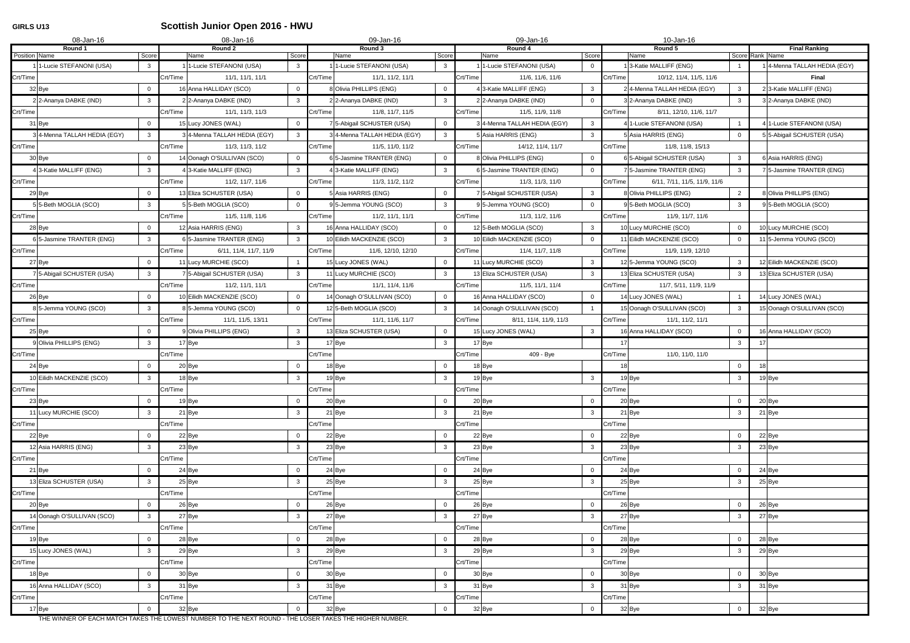**GIRLS U13**

# Scottish Junior Open 2016 - HWU

| 08-Jan-16 | | | 08-Jan-16 | | | 09-Jan-16 | | | 09-Jan-16 | | | 10-Jan-16 | | | | |
|---|---|---|---|---|---|---|---|---|---|---|---|---|---|---|---|---|
| **Round 1** | | | **Round 2** | | | **Round 3** | | | **Round 4** | | | **Round 5** | | | **Final Ranking** | |
| Position | Name | Score | | Name | Score | | Name | Score | | Name | Score | | Name | Score | Rank | Name |
| 1 | 1-Lucie STEFANONI (USA) | 3 | 1 | 1-Lucie STEFANONI (USA) | 3 | 1 | 1-Lucie STEFANONI (USA) | 3 | 1 | 1-Lucie STEFANONI (USA) | 0 | 1 | 3-Katie MALLIFF (ENG) | 1 | 1 | 4-Menna TALLAH HEDIA (EGY) |
| Crt/Time | | | Crt/Time | 11/1, 11/1, 11/1 | | Crt/Time | 11/1, 11/2, 11/1 | | Crt/Time | 11/6, 11/6, 11/6 | | Crt/Time | 10/12, 11/4, 11/5, 11/6 | | | **Final** |
| 32 | Bye | 0 | 16 | Anna HALLIDAY (SCO) | 0 | 8 | Olivia PHILLIPS (ENG) | 0 | 4 | 3-Katie MALLIFF (ENG) | 3 | 2 | 4-Menna TALLAH HEDIA (EGY) | 3 | 2 | 3-Katie MALLIFF (ENG) |
| 2 | 2-Ananya DABKE (IND) | 3 | 2 | 2-Ananya DABKE (IND) | 3 | 2 | 2-Ananya DABKE (IND) | 3 | 2 | 2-Ananya DABKE (IND) | 0 | 3 | 2-Ananya DABKE (IND) | | 3 | 2-Ananya DABKE (IND) |
| Crt/Time | | | Crt/Time | 11/1, 11/3, 11/3 | | Crt/Time | 11/8, 11/7, 11/5 | | Crt/Time | 11/5, 11/9, 11/8 | | Crt/Time | 8/11, 12/10, 11/6, 11/7 | | | |
| 31 | Bye | 0 | 15 | Lucy JONES (WAL) | 0 | 7 | 5-Abigail SCHUSTER (USA) | 0 | 3 | 4-Menna TALLAH HEDIA (EGY) | 3 | 4 | 1-Lucie STEFANONI (USA) | 1 | 4 | 1-Lucie STEFANONI (USA) |
| 3 | 4-Menna TALLAH HEDIA (EGY) | 3 | 3 | 4-Menna TALLAH HEDIA (EGY) | 3 | 3 | 4-Menna TALLAH HEDIA (EGY) | 3 | 5 | Asia HARRIS (ENG) | 3 | 5 | Asia HARRIS (ENG) | 0 | 5 | 5-Abigail SCHUSTER (USA) |
| Crt/Time | | | Crt/Time | 11/3, 11/3, 11/2 | | Crt/Time | 11/5, 11/0, 11/2 | | Crt/Time | 14/12, 11/4, 11/7 | | Crt/Time | 11/8, 11/8, 15/13 | | | |
| 30 | Bye | 0 | 14 | Oonagh O'SULLIVAN (SCO) | 0 | 6 | 5-Jasmine TRANTER (ENG) | 0 | 8 | Olivia PHILLIPS (ENG) | 0 | 6 | 5-Abigail SCHUSTER (USA) | 3 | 6 | Asia HARRIS (ENG) |
| 4 | 3-Katie MALLIFF (ENG) | 3 | 4 | 3-Katie MALLIFF (ENG) | 3 | 4 | 3-Katie MALLIFF (ENG) | 3 | 6 | 5-Jasmine TRANTER (ENG) | 0 | 7 | 5-Jasmine TRANTER (ENG) | 3 | 7 | 5-Jasmine TRANTER (ENG) |
| Crt/Time | | | Crt/Time | 11/2, 11/7, 11/6 | | Crt/Time | 11/3, 11/2, 11/2 | | Crt/Time | 11/3, 11/3, 11/0 | | Crt/Time | 6/11, 7/11, 11/5, 11/9, 11/6 | | | |
| 29 | Bye | 0 | 13 | Eliza SCHUSTER (USA) | 0 | 5 | Asia HARRIS (ENG) | 0 | 7 | 5-Abigail SCHUSTER (USA) | 3 | 8 | Olivia PHILLIPS (ENG) | 2 | 8 | Olivia PHILLIPS (ENG) |
| 5 | 5-Beth MOGLIA (SCO) | 3 | 5 | 5-Beth MOGLIA (SCO) | 0 | 9 | 5-Jemma YOUNG (SCO) | 3 | 9 | 5-Jemma YOUNG (SCO) | 0 | 9 | 5-Beth MOGLIA (SCO) | 3 | 9 | 5-Beth MOGLIA (SCO) |
| Crt/Time | | | Crt/Time | 11/5, 11/8, 11/6 | | Crt/Time | 11/2, 11/1, 11/1 | | Crt/Time | 11/3, 11/2, 11/6 | | Crt/Time | 11/9, 11/7, 11/6 | | | |
| 28 | Bye | 0 | 12 | Asia HARRIS (ENG) | 3 | 16 | Anna HALLIDAY (SCO) | 0 | 12 | 5-Beth MOGLIA (SCO) | 3 | 10 | Lucy MURCHIE (SCO) | 0 | 10 | Lucy MURCHIE (SCO) |
| 6 | 5-Jasmine TRANTER (ENG) | 3 | 6 | 5-Jasmine TRANTER (ENG) | 3 | 10 | Eilidh MACKENZIE (SCO) | 3 | 10 | Eilidh MACKENZIE (SCO) | 0 | 11 | Eilidh MACKENZIE (SCO) | 0 | 11 | 5-Jemma YOUNG (SCO) |
| Crt/Time | | | Crt/Time | 6/11, 11/4, 11/7, 11/9 | | Crt/Time | 11/6, 12/10, 12/10 | | Crt/Time | 11/4, 11/7, 11/8 | | Crt/Time | 11/9, 11/9, 12/10 | | | |
| 27 | Bye | 0 | 11 | Lucy MURCHIE (SCO) | 1 | 15 | Lucy JONES (WAL) | 0 | 11 | Lucy MURCHIE (SCO) | 3 | 12 | 5-Jemma YOUNG (SCO) | 3 | 12 | Eilidh MACKENZIE (SCO) |
| 7 | 5-Abigail SCHUSTER (USA) | 3 | 7 | 5-Abigail SCHUSTER (USA) | 3 | 11 | Lucy MURCHIE (SCO) | 3 | 13 | Eliza SCHUSTER (USA) | 3 | 13 | Eliza SCHUSTER (USA) | 3 | 13 | Eliza SCHUSTER (USA) |
| Crt/Time | | | Crt/Time | 11/2, 11/1, 11/1 | | Crt/Time | 11/1, 11/4, 11/6 | | Crt/Time | 11/5, 11/1, 11/4 | | Crt/Time | 11/7, 5/11, 11/9, 11/9 | | | |
| 26 | Bye | 0 | 10 | Eilidh MACKENZIE (SCO) | 0 | 14 | Oonagh O'SULLIVAN (SCO) | 0 | 16 | Anna HALLIDAY (SCO) | 0 | 14 | Lucy JONES (WAL) | 1 | 14 | Lucy JONES (WAL) |
| 8 | 5-Jemma YOUNG (SCO) | 3 | 8 | 5-Jemma YOUNG (SCO) | 0 | 12 | 5-Beth MOGLIA (SCO) | 3 | 14 | Oonagh O'SULLIVAN (SCO) | 1 | 15 | Oonagh O'SULLIVAN (SCO) | 3 | 15 | Oonagh O'SULLIVAN (SCO) |
| Crt/Time | | | Crt/Time | 11/1, 11/5, 13/11 | | Crt/Time | 11/1, 11/6, 11/7 | | Crt/Time | 8/11, 11/4, 11/9, 11/3 | | Crt/Time | 11/1, 11/2, 11/1 | | | |
| 25 | Bye | 0 | 9 | Olivia PHILLIPS (ENG) | 3 | 13 | Eliza SCHUSTER (USA) | 0 | 15 | Lucy JONES (WAL) | 3 | 16 | Anna HALLIDAY (SCO) | 0 | 16 | Anna HALLIDAY (SCO) |
| 9 | Olivia PHILLIPS (ENG) | 3 | 17 | Bye | 3 | 17 | Bye | 3 | 17 | Bye | | 17 | | 3 | 17 | |
| Crt/Time | | | Crt/Time | | | Crt/Time | | | Crt/Time | 409 - Bye | | Crt/Time | 11/0, 11/0, 11/0 | | | |
| 24 | Bye | 0 | 20 | Bye | 0 | 18 | Bye | 0 | 18 | Bye | | 18 | | 0 | 18 | |
| 10 | Eilidh MACKENZIE (SCO) | 3 | 18 | Bye | 3 | 19 | Bye | 3 | 19 | Bye | 3 | 19 | Bye | 3 | 19 | Bye |
| Crt/Time | | | Crt/Time | | | Crt/Time | | | Crt/Time | | | Crt/Time | | | | |
| 23 | Bye | 0 | 19 | Bye | 0 | 20 | Bye | 0 | 20 | Bye | 0 | 20 | Bye | 0 | 20 | Bye |
| 11 | Lucy MURCHIE (SCO) | 3 | 21 | Bye | 3 | 21 | Bye | 3 | 21 | Bye | 3 | 21 | Bye | 3 | 21 | Bye |
| Crt/Time | | | Crt/Time | | | Crt/Time | | | Crt/Time | | | Crt/Time | | | | |
| 22 | Bye | 0 | 22 | Bye | 0 | 22 | Bye | 0 | 22 | Bye | 0 | 22 | Bye | 0 | 22 | Bye |
| 12 | Asia HARRIS (ENG) | 3 | 23 | Bye | 3 | 23 | Bye | 3 | 23 | Bye | 3 | 23 | Bye | 3 | 23 | Bye |
| Crt/Time | | | Crt/Time | | | Crt/Time | | | Crt/Time | | | Crt/Time | | | | |
| 21 | Bye | 0 | 24 | Bye | 0 | 24 | Bye | 0 | 24 | Bye | 0 | 24 | Bye | 0 | 24 | Bye |
| 13 | Eliza SCHUSTER (USA) | 3 | 25 | Bye | 3 | 25 | Bye | 3 | 25 | Bye | 3 | 25 | Bye | 3 | 25 | Bye |
| Crt/Time | | | Crt/Time | | | Crt/Time | | | Crt/Time | | | Crt/Time | | | | |
| 20 | Bye | 0 | 26 | Bye | 0 | 26 | Bye | 0 | 26 | Bye | 0 | 26 | Bye | 0 | 26 | Bye |
| 14 | Oonagh O'SULLIVAN (SCO) | 3 | 27 | Bye | 3 | 27 | Bye | 3 | 27 | Bye | 3 | 27 | Bye | 3 | 27 | Bye |
| Crt/Time | | | Crt/Time | | | Crt/Time | | | Crt/Time | | | Crt/Time | | | | |
| 19 | Bye | 0 | 28 | Bye | 0 | 28 | Bye | 0 | 28 | Bye | 0 | 28 | Bye | 0 | 28 | Bye |
| 15 | Lucy JONES (WAL) | 3 | 29 | Bye | 3 | 29 | Bye | 3 | 29 | Bye | 3 | 29 | Bye | 3 | 29 | Bye |
| Crt/Time | | | Crt/Time | | | Crt/Time | | | Crt/Time | | | Crt/Time | | | | |
| 18 | Bye | 0 | 30 | Bye | 0 | 30 | Bye | 0 | 30 | Bye | 0 | 30 | Bye | 0 | 30 | Bye |
| 16 | Anna HALLIDAY (SCO) | 3 | 31 | Bye | 3 | 31 | Bye | 3 | 31 | Bye | 3 | 31 | Bye | 3 | 31 | Bye |
| Crt/Time | | | Crt/Time | | | Crt/Time | | | Crt/Time | | | Crt/Time | | | | |
| 17 | Bye | 0 | 32 | Bye | 0 | 32 | Bye | 0 | 32 | Bye | 0 | 32 | Bye | 0 | 32 | Bye |

THE WINNER OF EACH MATCH TAKES THE LOWEST NUMBER TO THE NEXT ROUND - THE LOSER TAKES THE HIGHER NUMBER.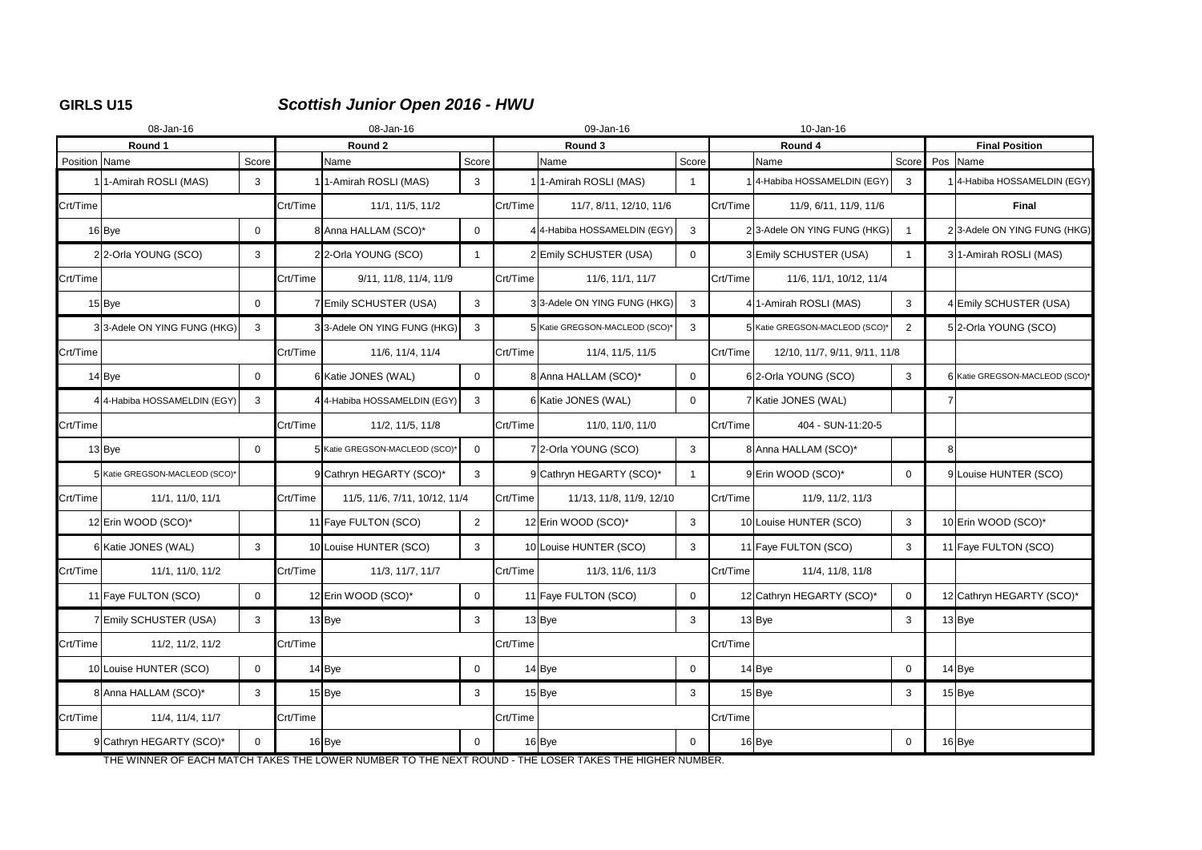**GIRLS U15** ***Scottish Junior Open 2016 - HWU***

| 08-Jan-16 | | | 08-Jan-16 | | | 09-Jan-16 | | | 10-Jan-16 | | | | |
|---|---|---|---|---|---|---|---|---|---|---|---|---|---|
| **Round 1** | | | **Round 2** | | | **Round 3** | | | **Round 4** | | | **Final Position** | |
| Position | Name | Score | | Name | Score | | Name | Score | | Name | Score | Pos | Name |
| 1 | 1-Amirah ROSLI (MAS) | 3 | 1 | 1-Amirah ROSLI (MAS) | 3 | 1 | 1-Amirah ROSLI (MAS) | 1 | 1 | 4-Habiba HOSSAMELDIN (EGY) | 3 | 1 | 4-Habiba HOSSAMELDIN (EGY) |
| Crt/Time | | | Crt/Time | 11/1, 11/5, 11/2 | | Crt/Time | 11/7, 8/11, 12/10, 11/6 | | Crt/Time | 11/9, 6/11, 11/9, 11/6 | | | **Final** |
| 16 | Bye | 0 | 8 | Anna HALLAM (SCO)* | 0 | 4 | 4-Habiba HOSSAMELDIN (EGY) | 3 | 2 | 3-Adele ON YING FUNG (HKG) | 1 | 2 | 3-Adele ON YING FUNG (HKG) |
| 2 | 2-Orla YOUNG (SCO) | 3 | 2 | 2-Orla YOUNG (SCO) | 1 | 2 | Emily SCHUSTER (USA) | 0 | 3 | Emily SCHUSTER (USA) | 1 | 3 | 1-Amirah ROSLI (MAS) |
| Crt/Time | | | Crt/Time | 9/11, 11/8, 11/4, 11/9 | | Crt/Time | 11/6, 11/1, 11/7 | | Crt/Time | 11/6, 11/1, 10/12, 11/4 | | | |
| 15 | Bye | 0 | 7 | Emily SCHUSTER (USA) | 3 | 3 | 3-Adele ON YING FUNG (HKG) | 3 | 4 | 1-Amirah ROSLI (MAS) | 3 | 4 | Emily SCHUSTER (USA) |
| 3 | 3-Adele ON YING FUNG (HKG) | 3 | 3 | 3-Adele ON YING FUNG (HKG) | 3 | 5 | Katie GREGSON-MACLEOD (SCO)* | 3 | 5 | Katie GREGSON-MACLEOD (SCO)* | 2 | 5 | 2-Orla YOUNG (SCO) |
| Crt/Time | | | Crt/Time | 11/6, 11/4, 11/4 | | Crt/Time | 11/4, 11/5, 11/5 | | Crt/Time | 12/10, 11/7, 9/11, 9/11, 11/8 | | | |
| 14 | Bye | 0 | 6 | Katie JONES (WAL) | 0 | 8 | Anna HALLAM (SCO)* | 0 | 6 | 2-Orla YOUNG (SCO) | 3 | 6 | Katie GREGSON-MACLEOD (SCO)* |
| 4 | 4-Habiba HOSSAMELDIN (EGY) | 3 | 4 | 4-Habiba HOSSAMELDIN (EGY) | 3 | 6 | Katie JONES (WAL) | 0 | 7 | Katie JONES (WAL) | | 7 | |
| Crt/Time | | | Crt/Time | 11/2, 11/5, 11/8 | | Crt/Time | 11/0, 11/0, 11/0 | | Crt/Time | 404 - SUN-11:20-5 | | | |
| 13 | Bye | 0 | 5 | Katie GREGSON-MACLEOD (SCO)* | 0 | 7 | 2-Orla YOUNG (SCO) | 3 | 8 | Anna HALLAM (SCO)* | | 8 | |
| 5 | Katie GREGSON-MACLEOD (SCO)* | | 9 | Cathryn HEGARTY (SCO)* | 3 | 9 | Cathryn HEGARTY (SCO)* | 1 | 9 | Erin WOOD (SCO)* | 0 | 9 | Louise HUNTER (SCO) |
| Crt/Time | 11/1, 11/0, 11/1 | | Crt/Time | 11/5, 11/6, 7/11, 10/12, 11/4 | | Crt/Time | 11/13, 11/8, 11/9, 12/10 | | Crt/Time | 11/9, 11/2, 11/3 | | | |
| 12 | Erin WOOD (SCO)* | | 11 | Faye FULTON (SCO) | 2 | 12 | Erin WOOD (SCO)* | 3 | 10 | Louise HUNTER (SCO) | 3 | 10 | Erin WOOD (SCO)* |
| 6 | Katie JONES (WAL) | 3 | 10 | Louise HUNTER (SCO) | 3 | 10 | Louise HUNTER (SCO) | 3 | 11 | Faye FULTON (SCO) | 3 | 11 | Faye FULTON (SCO) |
| Crt/Time | 11/1, 11/0, 11/2 | | Crt/Time | 11/3, 11/7, 11/7 | | Crt/Time | 11/3, 11/6, 11/3 | | Crt/Time | 11/4, 11/8, 11/8 | | | |
| 11 | Faye FULTON (SCO) | 0 | 12 | Erin WOOD (SCO)* | 0 | 11 | Faye FULTON (SCO) | 0 | 12 | Cathryn HEGARTY (SCO)* | 0 | 12 | Cathryn HEGARTY (SCO)* |
| 7 | Emily SCHUSTER (USA) | 3 | 13 | Bye | 3 | 13 | Bye | 3 | 13 | Bye | 3 | 13 | Bye |
| Crt/Time | 11/2, 11/2, 11/2 | | Crt/Time | | | Crt/Time | | | Crt/Time | | | | |
| 10 | Louise HUNTER (SCO) | 0 | 14 | Bye | 0 | 14 | Bye | 0 | 14 | Bye | 0 | 14 | Bye |
| 8 | Anna HALLAM (SCO)* | 3 | 15 | Bye | 3 | 15 | Bye | 3 | 15 | Bye | 3 | 15 | Bye |
| Crt/Time | 11/4, 11/4, 11/7 | | Crt/Time | | | Crt/Time | | | Crt/Time | | | | |
| 9 | Cathryn HEGARTY (SCO)* | 0 | 16 | Bye | 0 | 16 | Bye | 0 | 16 | Bye | 0 | 16 | Bye |

THE WINNER OF EACH MATCH TAKES THE LOWER NUMBER TO THE NEXT ROUND - THE LOSER TAKES THE HIGHER NUMBER.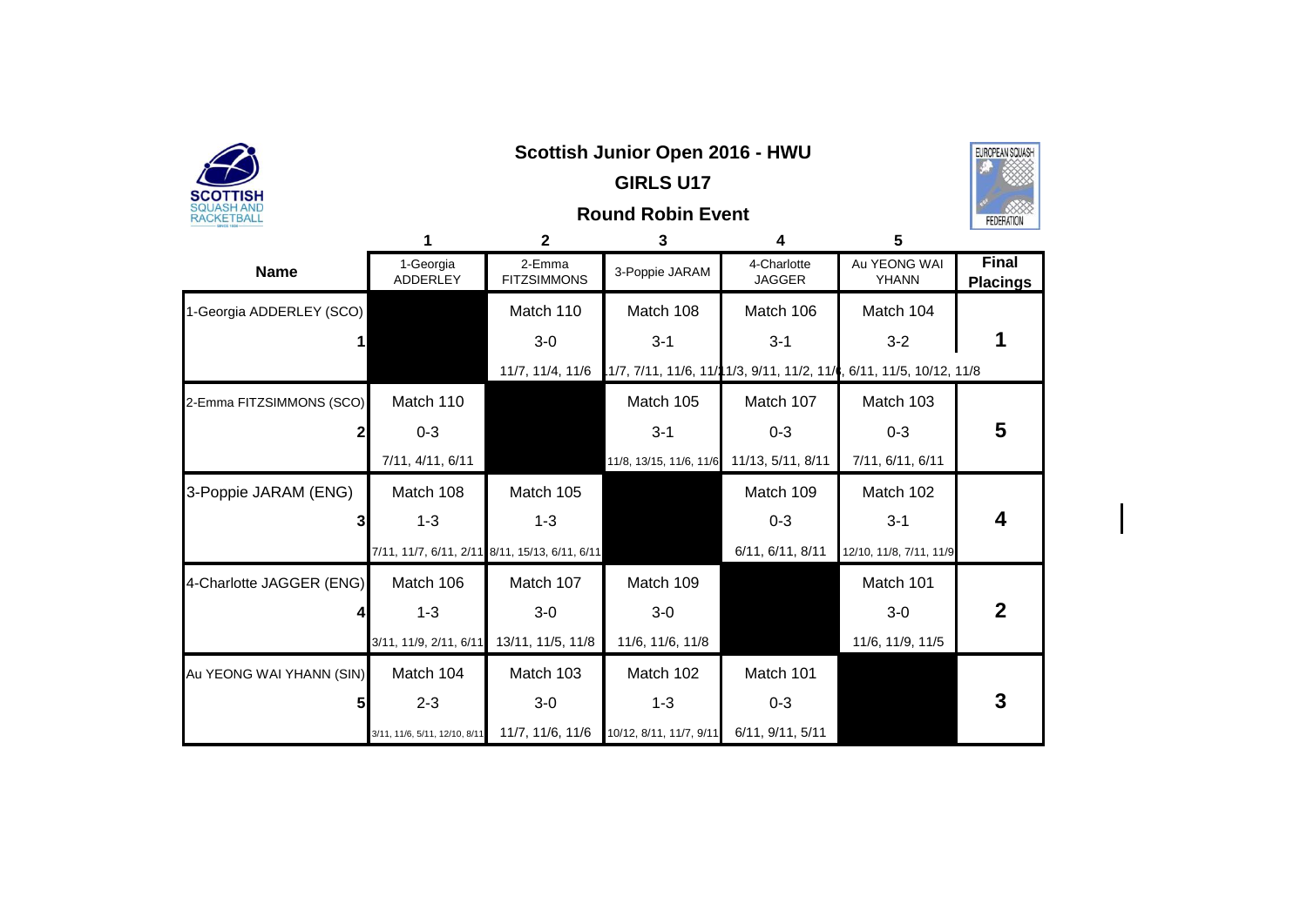# Scottish Junior Open 2016 - HWU

## GIRLS U17

### Round Robin Event

| | 1 | 2 | 3 | 4 | 5 | |
|---|---|---|---|---|---|---|
| **Name** | 1-Georgia ADDERLEY | 2-Emma FITZSIMMONS | 3-Poppie JARAM | 4-Charlotte JAGGER | Au YEONG WAI YHANN | **Final Placings** |
| 1-Georgia ADDERLEY (SCO) | | Match 110 | Match 108 | Match 106 | Match 104 | |
| 1 | | 3-0 | 3-1 | 3-1 | 3-2 | **1** |
| | | 11/7, 11/4, 11/6 | 11/7, 7/11, 11/6, 11/1 | 11/3, 9/11, 11/2, 11/6 | 6/11, 11/5, 10/12, 11/8 | |
| 2-Emma FITZSIMMONS (SCO) | Match 110 | | Match 105 | Match 107 | Match 103 | |
| 2 | 0-3 | | 3-1 | 0-3 | 0-3 | **5** |
| | 7/11, 4/11, 6/11 | | 11/8, 13/15, 11/6, 11/6 | 11/13, 5/11, 8/11 | 7/11, 6/11, 6/11 | |
| 3-Poppie JARAM (ENG) | Match 108 | Match 105 | | Match 109 | Match 102 | |
| 3 | 1-3 | 1-3 | | 0-3 | 3-1 | **4** |
| | 7/11, 11/7, 6/11, 2/11 | 8/11, 15/13, 6/11, 6/11 | | 6/11, 6/11, 8/11 | 12/10, 11/8, 7/11, 11/9 | |
| 4-Charlotte JAGGER (ENG) | Match 106 | Match 107 | Match 109 | | Match 101 | |
| 4 | 1-3 | 3-0 | 3-0 | | 3-0 | **2** |
| | 3/11, 11/9, 2/11, 6/11 | 13/11, 11/5, 11/8 | 11/6, 11/6, 11/8 | | 11/6, 11/9, 11/5 | |
| Au YEONG WAI YHANN (SIN) | Match 104 | Match 103 | Match 102 | Match 101 | | |
| 5 | 2-3 | 3-0 | 1-3 | 0-3 | | **3** |
| | 3/11, 11/6, 5/11, 12/10, 8/11 | 11/7, 11/6, 11/6 | 10/12, 8/11, 11/7, 9/11 | 6/11, 9/11, 5/11 | | |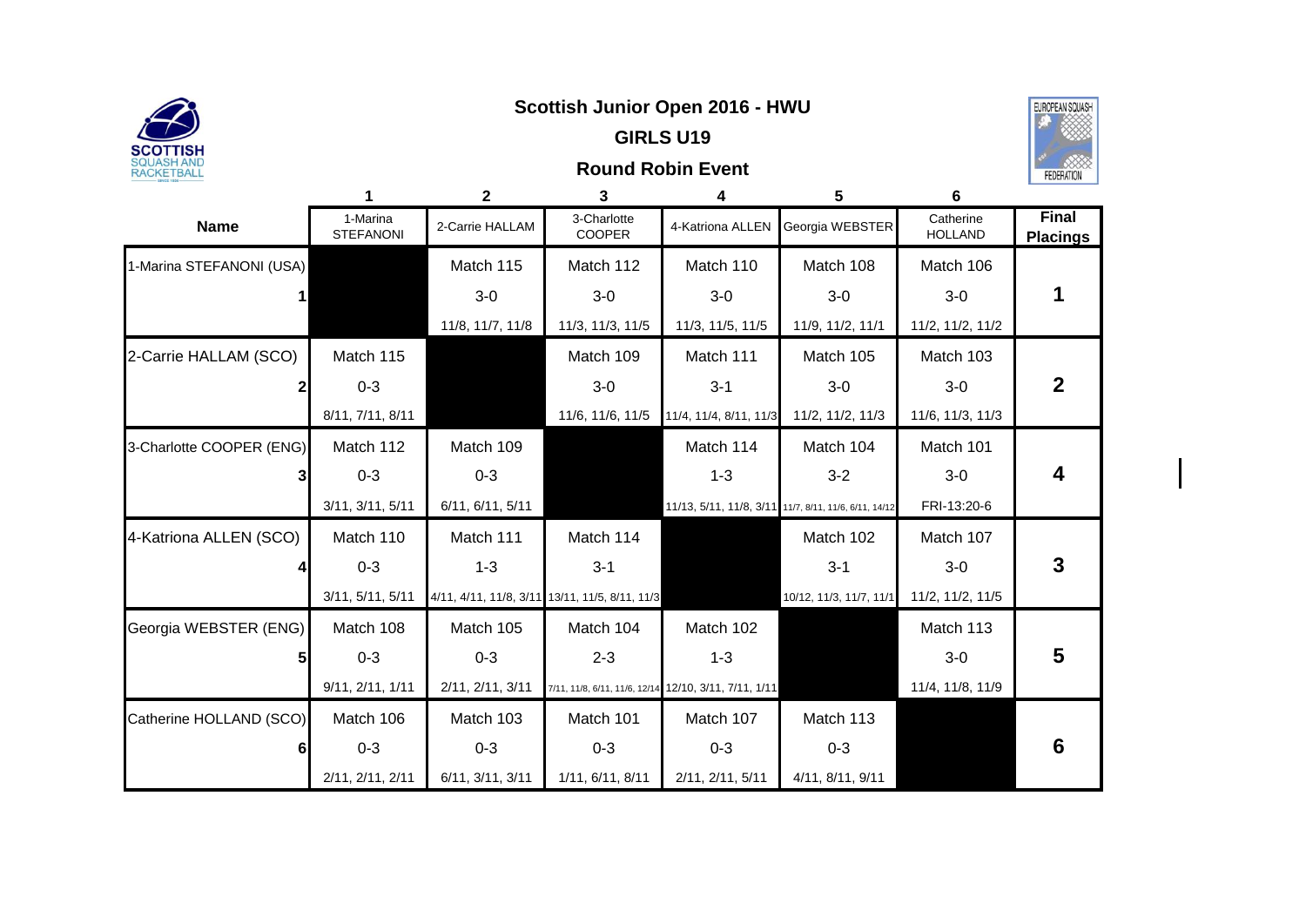# Scottish Junior Open 2016 - HWU

## GIRLS U19

## Round Robin Event

| Name | 1<br>1-Marina STEFANONI | 2<br>2-Carrie HALLAM | 3<br>3-Charlotte COOPER | 4<br>4-Katriona ALLEN | 5<br>Georgia WEBSTER | 6<br>Catherine HOLLAND | Final Placings |
|---|---|---|---|---|---|---|---|
| 1-Marina STEFANONI (USA) 1 | | Match 115<br>3-0<br>11/8, 11/7, 11/8 | Match 112<br>3-0<br>11/3, 11/3, 11/5 | Match 110<br>3-0<br>11/3, 11/5, 11/5 | Match 108<br>3-0<br>11/9, 11/2, 11/1 | Match 106<br>3-0<br>11/2, 11/2, 11/2 | 1 |
| 2-Carrie HALLAM (SCO) 2 | Match 115<br>0-3<br>8/11, 7/11, 8/11 | | Match 109<br>3-0<br>11/6, 11/6, 11/5 | Match 111<br>3-1<br>11/4, 11/4, 8/11, 11/3 | Match 105<br>3-0<br>11/2, 11/2, 11/3 | Match 103<br>3-0<br>11/6, 11/3, 11/3 | 2 |
| 3-Charlotte COOPER (ENG) 3 | Match 112<br>0-3<br>3/11, 3/11, 5/11 | Match 109<br>0-3<br>6/11, 6/11, 5/11 | | Match 114<br>1-3<br>11/13, 5/11, 11/8, 3/11 | Match 104<br>3-2<br>11/7, 8/11, 11/6, 6/11, 14/12 | Match 101<br>3-0<br>FRI-13:20-6 | 4 |
| 4-Katriona ALLEN (SCO) 4 | Match 110<br>0-3<br>3/11, 5/11, 5/11 | Match 111<br>1-3<br>4/11, 4/11, 11/8, 3/11 | Match 114<br>3-1<br>13/11, 11/5, 8/11, 11/3 | | Match 102<br>3-1<br>10/12, 11/3, 11/7, 11/1 | Match 107<br>3-0<br>11/2, 11/2, 11/5 | 3 |
| Georgia WEBSTER (ENG) 5 | Match 108<br>0-3<br>9/11, 2/11, 1/11 | Match 105<br>0-3<br>2/11, 2/11, 3/11 | Match 104<br>2-3<br>7/11, 11/8, 6/11, 11/6, 12/14 | Match 102<br>1-3<br>12/10, 3/11, 7/11, 1/11 | | Match 113<br>3-0<br>11/4, 11/8, 11/9 | 5 |
| Catherine HOLLAND (SCO) 6 | Match 106<br>0-3<br>2/11, 2/11, 2/11 | Match 103<br>0-3<br>6/11, 3/11, 3/11 | Match 101<br>0-3<br>1/11, 6/11, 8/11 | Match 107<br>0-3<br>2/11, 2/11, 5/11 | Match 113<br>0-3<br>4/11, 8/11, 9/11 | | 6 |